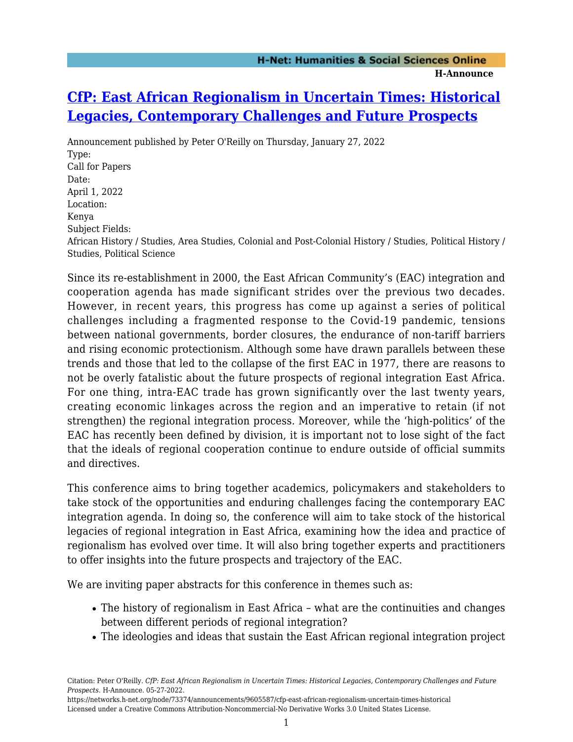# [CfP: East African Regionalism in Uncertain Times: Historical Legacies, Contemporary Challenges and Future Prospects](https://networks.h-net.org/node/73374/announcements/9605587/cfp-east-african-regionalism-uncertain-times-historical)

Announcement published by Peter O'Reilly on Thursday, January 27, 2022

Type:
Call for Papers

Date:
April 1, 2022

Location:
Kenya

Subject Fields:
African History / Studies, Area Studies, Colonial and Post-Colonial History / Studies, Political History / Studies, Political Science

Since its re-establishment in 2000, the East African Community's (EAC) integration and cooperation agenda has made significant strides over the previous two decades. However, in recent years, this progress has come up against a series of political challenges including a fragmented response to the Covid-19 pandemic, tensions between national governments, border closures, the endurance of non-tariff barriers and rising economic protectionism. Although some have drawn parallels between these trends and those that led to the collapse of the first EAC in 1977, there are reasons to not be overly fatalistic about the future prospects of regional integration East Africa. For one thing, intra-EAC trade has grown significantly over the last twenty years, creating economic linkages across the region and an imperative to retain (if not strengthen) the regional integration process. Moreover, while the 'high-politics' of the EAC has recently been defined by division, it is important not to lose sight of the fact that the ideals of regional cooperation continue to endure outside of official summits and directives.

This conference aims to bring together academics, policymakers and stakeholders to take stock of the opportunities and enduring challenges facing the contemporary EAC integration agenda. In doing so, the conference will aim to take stock of the historical legacies of regional integration in East Africa, examining how the idea and practice of regionalism has evolved over time. It will also bring together experts and practitioners to offer insights into the future prospects and trajectory of the EAC.

We are inviting paper abstracts for this conference in themes such as:

- The history of regionalism in East Africa – what are the continuities and changes between different periods of regional integration?
- The ideologies and ideas that sustain the East African regional integration project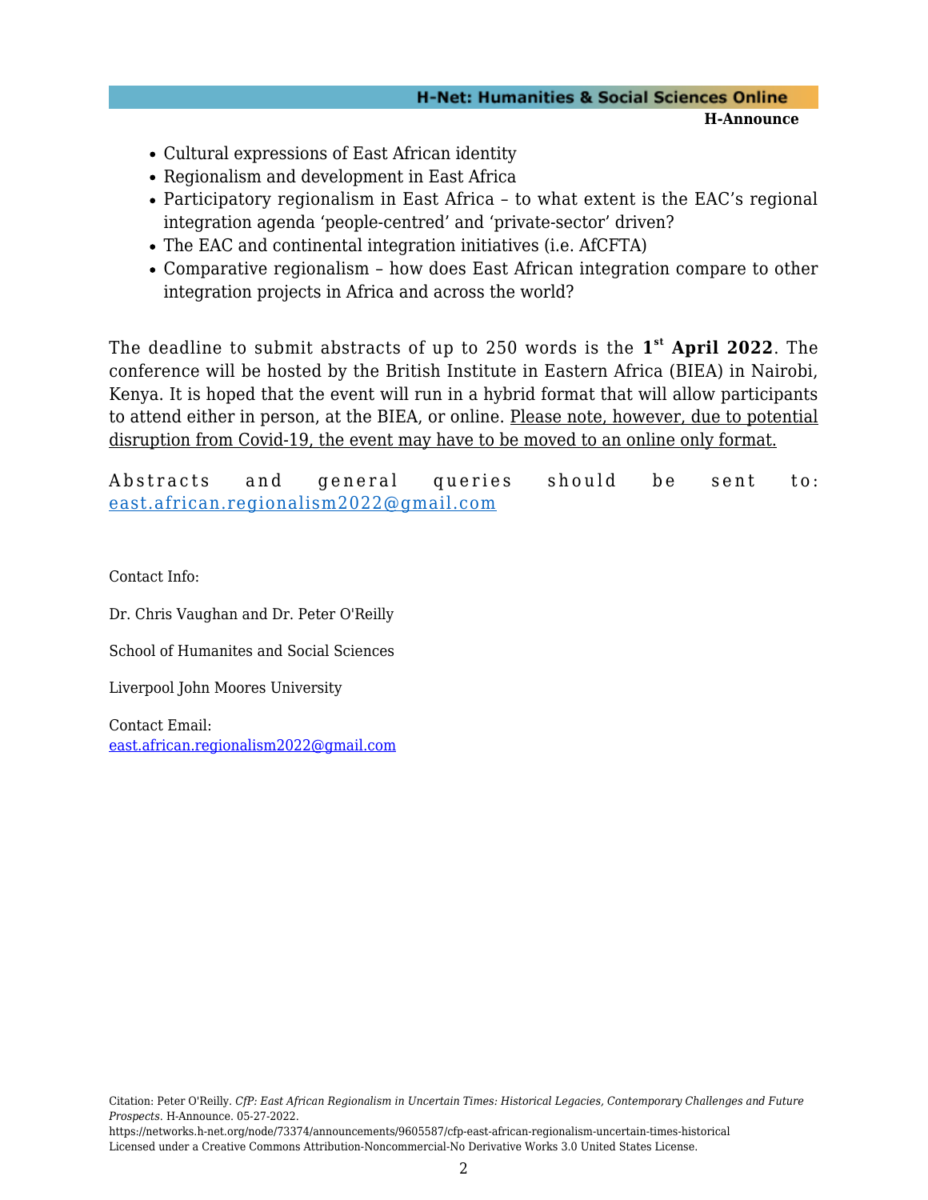- Cultural expressions of East African identity
- Regionalism and development in East Africa
- Participatory regionalism in East Africa – to what extent is the EAC's regional integration agenda 'people-centred' and 'private-sector' driven?
- The EAC and continental integration initiatives (i.e. AfCFTA)
- Comparative regionalism – how does East African integration compare to other integration projects in Africa and across the world?

The deadline to submit abstracts of up to 250 words is the **1st April 2022**. The conference will be hosted by the British Institute in Eastern Africa (BIEA) in Nairobi, Kenya. It is hoped that the event will run in a hybrid format that will allow participants to attend either in person, at the BIEA, or online. Please note, however, due to potential disruption from Covid-19, the event may have to be moved to an online only format.

Abstracts and general queries should be sent to: east.african.regionalism2022@gmail.com

Contact Info:

Dr. Chris Vaughan and Dr. Peter O'Reilly

School of Humanites and Social Sciences

Liverpool John Moores University

Contact Email:
east.african.regionalism2022@gmail.com

Citation: Peter O'Reilly. *CfP: East African Regionalism in Uncertain Times: Historical Legacies, Contemporary Challenges and Future Prospects*. H-Announce. 05-27-2022.
https://networks.h-net.org/node/73374/announcements/9605587/cfp-east-african-regionalism-uncertain-times-historical
Licensed under a Creative Commons Attribution-Noncommercial-No Derivative Works 3.0 United States License.